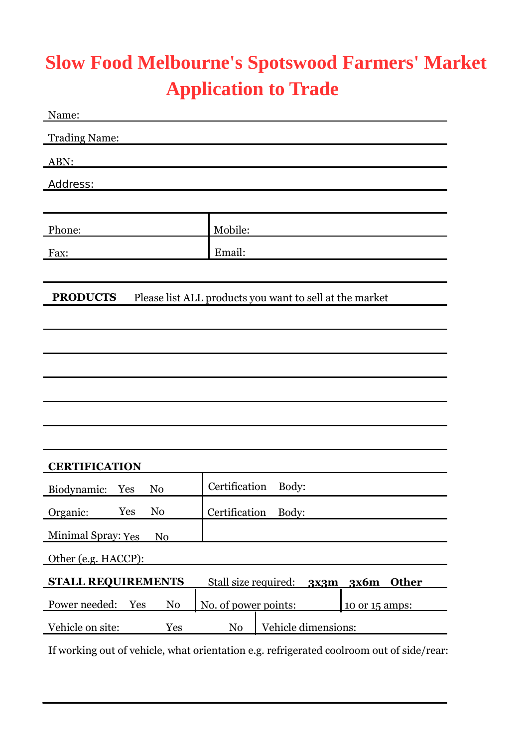# Slow Food Melbourne's Spotswood Farmers' Market Application to Trade

Name:

Trading Name:

ABN:

Address:

| Phone: | Mobile: |
|---|---|
| Fax: | Email: |

**PRODUCTS** Please list ALL products you want to sell at the market

**CERTIFICATION**

| | |
|---|---|
| Biodynamic: Yes No | Certification Body: |
| Organic: Yes No | Certification Body: |
| Minimal Spray: Yes No | |

Other (e.g. HACCP):

**STALL REQUIREMENTS** Stall size required: **3x3m 3x6m Other**

| | | |
|---|---|---|
| Power needed: Yes No | No. of power points: | 10 or 15 amps: |

| | |
|---|---|
| Vehicle on site: Yes No | Vehicle dimensions: |

If working out of vehicle, what orientation e.g. refrigerated coolroom out of side/rear: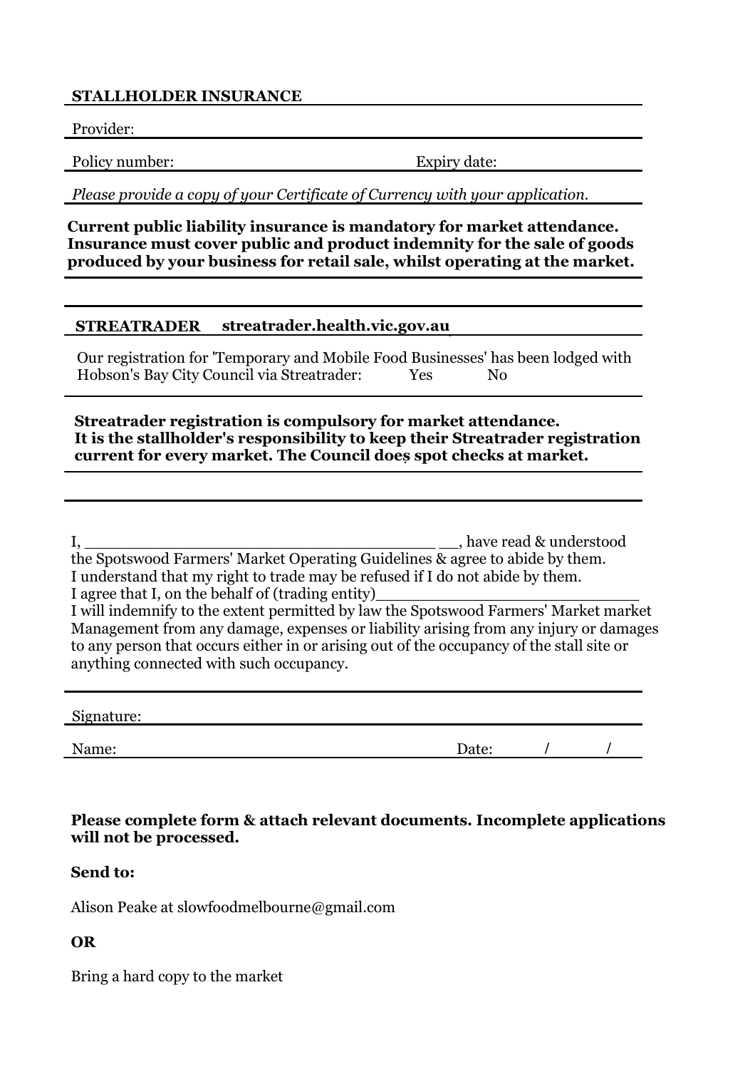**STALLHOLDER INSURANCE**

Provider:

Policy number: Expiry date:

*Please provide a copy of your Certificate of Currency with your application.*

**Current public liability insurance is mandatory for market attendance. Insurance must cover public and product indemnity for the sale of goods produced by your business for retail sale, whilst operating at the market.**

**STREATRADER streatrader.health.vic.gov.au**

Our registration for 'Temporary and Mobile Food Businesses' has been lodged with Hobson's Bay City Council via Streatrader: Yes No

**Streatrader registration is compulsory for market attendance.**
**It is the stallholder's responsibility to keep their Streatrader registration current for every market. The Council does spot checks at market.**

I, ____________________________________ __, have read & understood the Spotswood Farmers' Market Operating Guidelines & agree to abide by them.
I understand that my right to trade may be refused if I do not abide by them.
I agree that I, on the behalf of (trading entity)___________________________
I will indemnify to the extent permitted by law the Spotswood Farmers' Market market Management from any damage, expenses or liability arising from any injury or damages to any person that occurs either in or arising out of the occupancy of the stall site or anything connected with such occupancy.

Signature:

Name: Date: / /

**Please complete form & attach relevant documents. Incomplete applications will not be processed.**

**Send to:**

Alison Peake at slowfoodmelbourne@gmail.com

**OR**

Bring a hard copy to the market